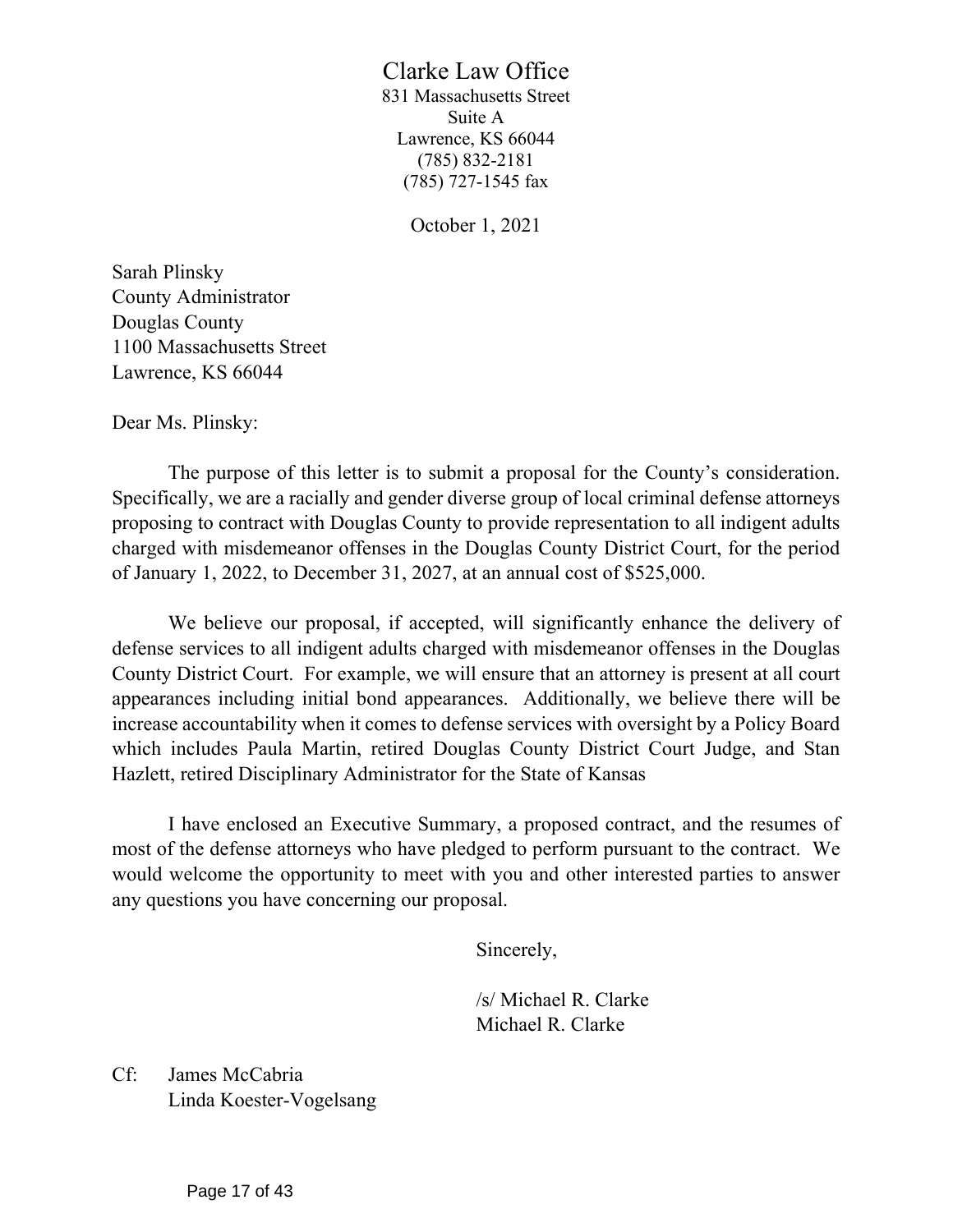# Clarke Law Office

831 Massachusetts Street
Suite A
Lawrence, KS 66044
(785) 832-2181
(785) 727-1545 fax

October 1, 2021

Sarah Plinsky
County Administrator
Douglas County
1100 Massachusetts Street
Lawrence, KS 66044

Dear Ms. Plinsky:

The purpose of this letter is to submit a proposal for the County's consideration. Specifically, we are a racially and gender diverse group of local criminal defense attorneys proposing to contract with Douglas County to provide representation to all indigent adults charged with misdemeanor offenses in the Douglas County District Court, for the period of January 1, 2022, to December 31, 2027, at an annual cost of $525,000.

We believe our proposal, if accepted, will significantly enhance the delivery of defense services to all indigent adults charged with misdemeanor offenses in the Douglas County District Court. For example, we will ensure that an attorney is present at all court appearances including initial bond appearances. Additionally, we believe there will be increase accountability when it comes to defense services with oversight by a Policy Board which includes Paula Martin, retired Douglas County District Court Judge, and Stan Hazlett, retired Disciplinary Administrator for the State of Kansas

I have enclosed an Executive Summary, a proposed contract, and the resumes of most of the defense attorneys who have pledged to perform pursuant to the contract. We would welcome the opportunity to meet with you and other interested parties to answer any questions you have concerning our proposal.

Sincerely,

/s/ Michael R. Clarke
Michael R. Clarke

Cf: James McCabria
Linda Koester-Vogelsang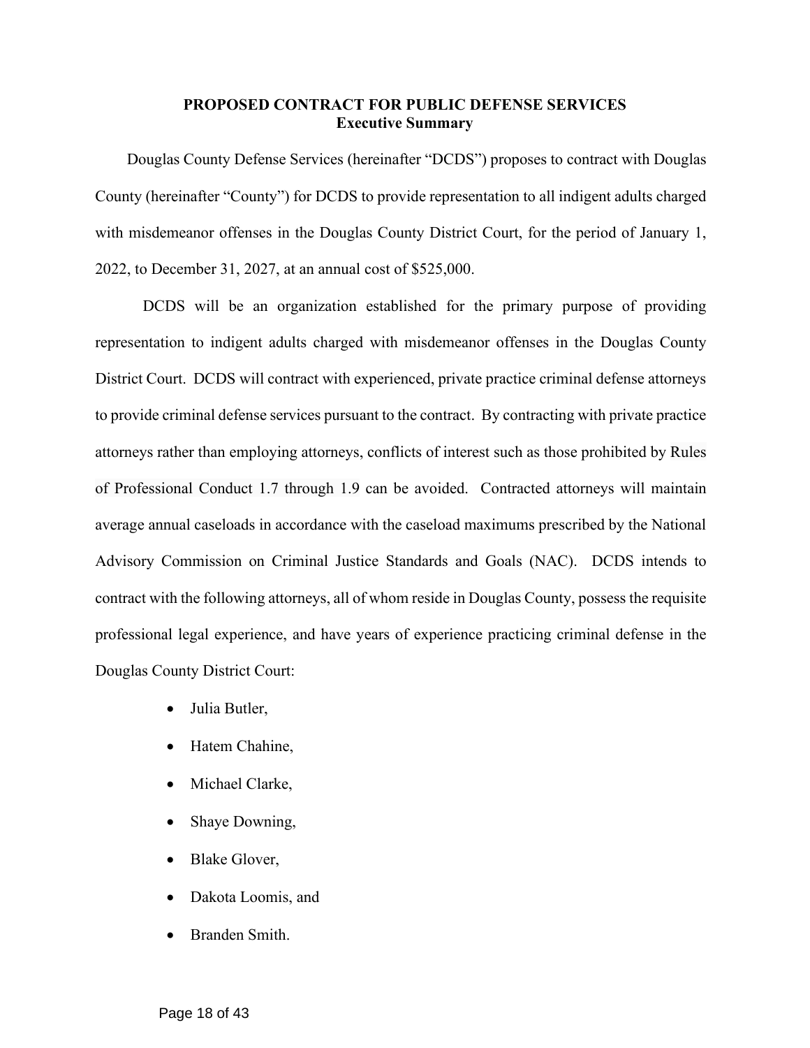# PROPOSED CONTRACT FOR PUBLIC DEFENSE SERVICES
## Executive Summary

Douglas County Defense Services (hereinafter "DCDS") proposes to contract with Douglas County (hereinafter "County") for DCDS to provide representation to all indigent adults charged with misdemeanor offenses in the Douglas County District Court, for the period of January 1, 2022, to December 31, 2027, at an annual cost of $525,000.

DCDS will be an organization established for the primary purpose of providing representation to indigent adults charged with misdemeanor offenses in the Douglas County District Court. DCDS will contract with experienced, private practice criminal defense attorneys to provide criminal defense services pursuant to the contract. By contracting with private practice attorneys rather than employing attorneys, conflicts of interest such as those prohibited by Rules of Professional Conduct 1.7 through 1.9 can be avoided. Contracted attorneys will maintain average annual caseloads in accordance with the caseload maximums prescribed by the National Advisory Commission on Criminal Justice Standards and Goals (NAC). DCDS intends to contract with the following attorneys, all of whom reside in Douglas County, possess the requisite professional legal experience, and have years of experience practicing criminal defense in the Douglas County District Court:

- Julia Butler,
- Hatem Chahine,
- Michael Clarke,
- Shaye Downing,
- Blake Glover,
- Dakota Loomis, and
- Branden Smith.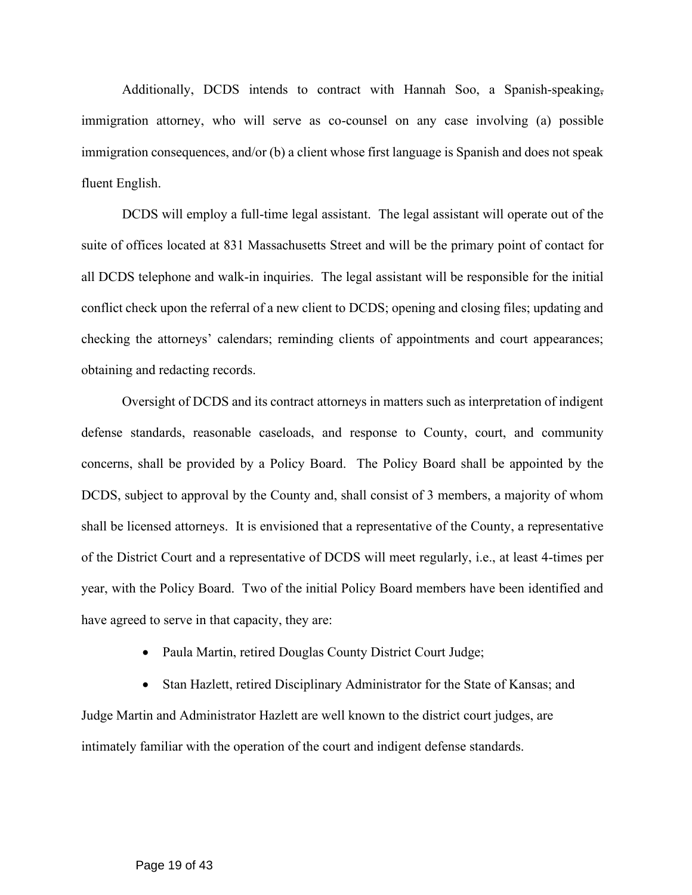Additionally, DCDS intends to contract with Hannah Soo, a Spanish-speaking, immigration attorney, who will serve as co-counsel on any case involving (a) possible immigration consequences, and/or (b) a client whose first language is Spanish and does not speak fluent English.

DCDS will employ a full-time legal assistant. The legal assistant will operate out of the suite of offices located at 831 Massachusetts Street and will be the primary point of contact for all DCDS telephone and walk-in inquiries. The legal assistant will be responsible for the initial conflict check upon the referral of a new client to DCDS; opening and closing files; updating and checking the attorneys' calendars; reminding clients of appointments and court appearances; obtaining and redacting records.

Oversight of DCDS and its contract attorneys in matters such as interpretation of indigent defense standards, reasonable caseloads, and response to County, court, and community concerns, shall be provided by a Policy Board. The Policy Board shall be appointed by the DCDS, subject to approval by the County and, shall consist of 3 members, a majority of whom shall be licensed attorneys. It is envisioned that a representative of the County, a representative of the District Court and a representative of DCDS will meet regularly, i.e., at least 4-times per year, with the Policy Board. Two of the initial Policy Board members have been identified and have agreed to serve in that capacity, they are:

- Paula Martin, retired Douglas County District Court Judge;
- Stan Hazlett, retired Disciplinary Administrator for the State of Kansas; and

Judge Martin and Administrator Hazlett are well known to the district court judges, are intimately familiar with the operation of the court and indigent defense standards.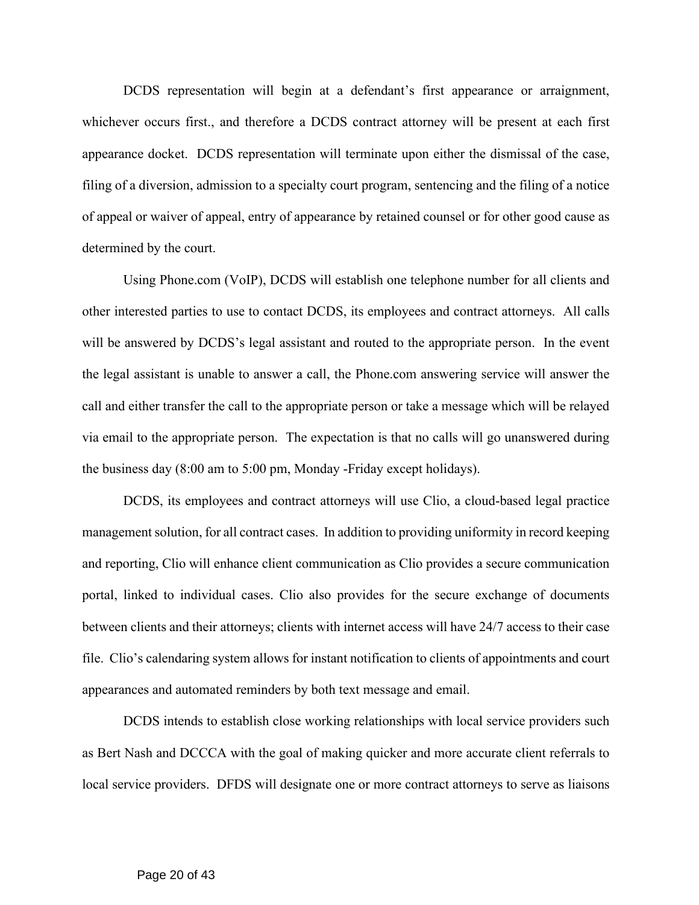DCDS representation will begin at a defendant's first appearance or arraignment, whichever occurs first., and therefore a DCDS contract attorney will be present at each first appearance docket. DCDS representation will terminate upon either the dismissal of the case, filing of a diversion, admission to a specialty court program, sentencing and the filing of a notice of appeal or waiver of appeal, entry of appearance by retained counsel or for other good cause as determined by the court.

Using Phone.com (VoIP), DCDS will establish one telephone number for all clients and other interested parties to use to contact DCDS, its employees and contract attorneys. All calls will be answered by DCDS's legal assistant and routed to the appropriate person. In the event the legal assistant is unable to answer a call, the Phone.com answering service will answer the call and either transfer the call to the appropriate person or take a message which will be relayed via email to the appropriate person. The expectation is that no calls will go unanswered during the business day (8:00 am to 5:00 pm, Monday -Friday except holidays).

DCDS, its employees and contract attorneys will use Clio, a cloud-based legal practice management solution, for all contract cases. In addition to providing uniformity in record keeping and reporting, Clio will enhance client communication as Clio provides a secure communication portal, linked to individual cases. Clio also provides for the secure exchange of documents between clients and their attorneys; clients with internet access will have 24/7 access to their case file. Clio's calendaring system allows for instant notification to clients of appointments and court appearances and automated reminders by both text message and email.

DCDS intends to establish close working relationships with local service providers such as Bert Nash and DCCCA with the goal of making quicker and more accurate client referrals to local service providers. DFDS will designate one or more contract attorneys to serve as liaisons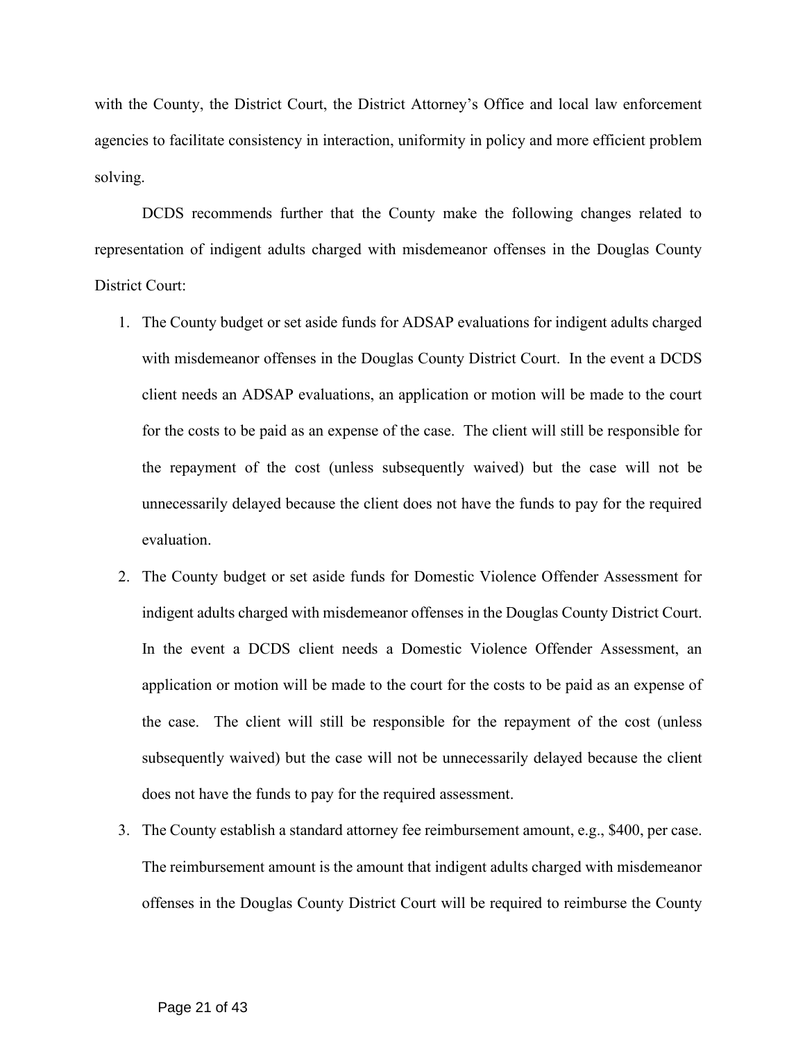with the County, the District Court, the District Attorney's Office and local law enforcement agencies to facilitate consistency in interaction, uniformity in policy and more efficient problem solving.

DCDS recommends further that the County make the following changes related to representation of indigent adults charged with misdemeanor offenses in the Douglas County District Court:

1. The County budget or set aside funds for ADSAP evaluations for indigent adults charged with misdemeanor offenses in the Douglas County District Court. In the event a DCDS client needs an ADSAP evaluations, an application or motion will be made to the court for the costs to be paid as an expense of the case. The client will still be responsible for the repayment of the cost (unless subsequently waived) but the case will not be unnecessarily delayed because the client does not have the funds to pay for the required evaluation.
2. The County budget or set aside funds for Domestic Violence Offender Assessment for indigent adults charged with misdemeanor offenses in the Douglas County District Court. In the event a DCDS client needs a Domestic Violence Offender Assessment, an application or motion will be made to the court for the costs to be paid as an expense of the case. The client will still be responsible for the repayment of the cost (unless subsequently waived) but the case will not be unnecessarily delayed because the client does not have the funds to pay for the required assessment.
3. The County establish a standard attorney fee reimbursement amount, e.g., $400, per case. The reimbursement amount is the amount that indigent adults charged with misdemeanor offenses in the Douglas County District Court will be required to reimburse the County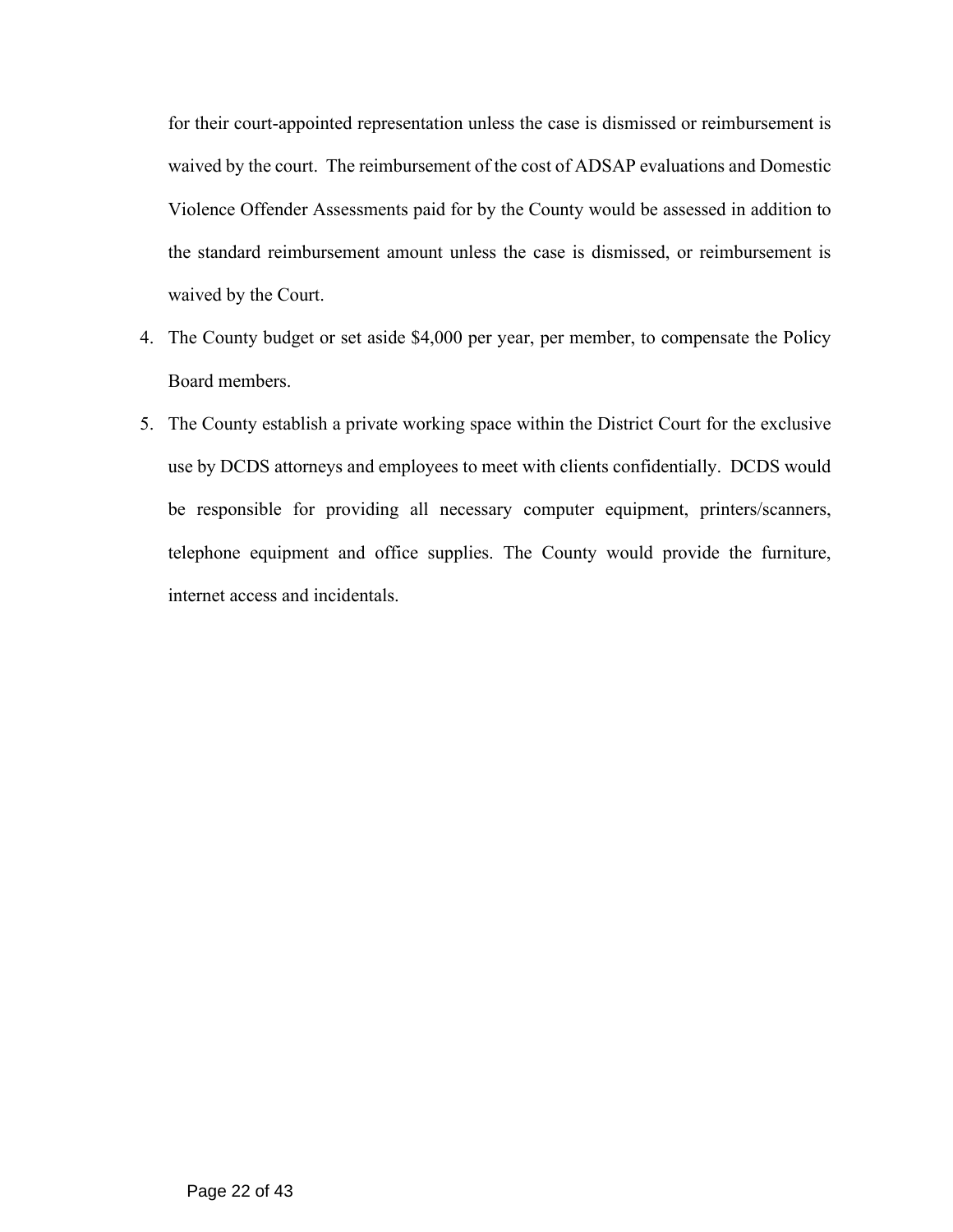for their court-appointed representation unless the case is dismissed or reimbursement is waived by the court. The reimbursement of the cost of ADSAP evaluations and Domestic Violence Offender Assessments paid for by the County would be assessed in addition to the standard reimbursement amount unless the case is dismissed, or reimbursement is waived by the Court.

4. The County budget or set aside $4,000 per year, per member, to compensate the Policy Board members.
5. The County establish a private working space within the District Court for the exclusive use by DCDS attorneys and employees to meet with clients confidentially. DCDS would be responsible for providing all necessary computer equipment, printers/scanners, telephone equipment and office supplies. The County would provide the furniture, internet access and incidentals.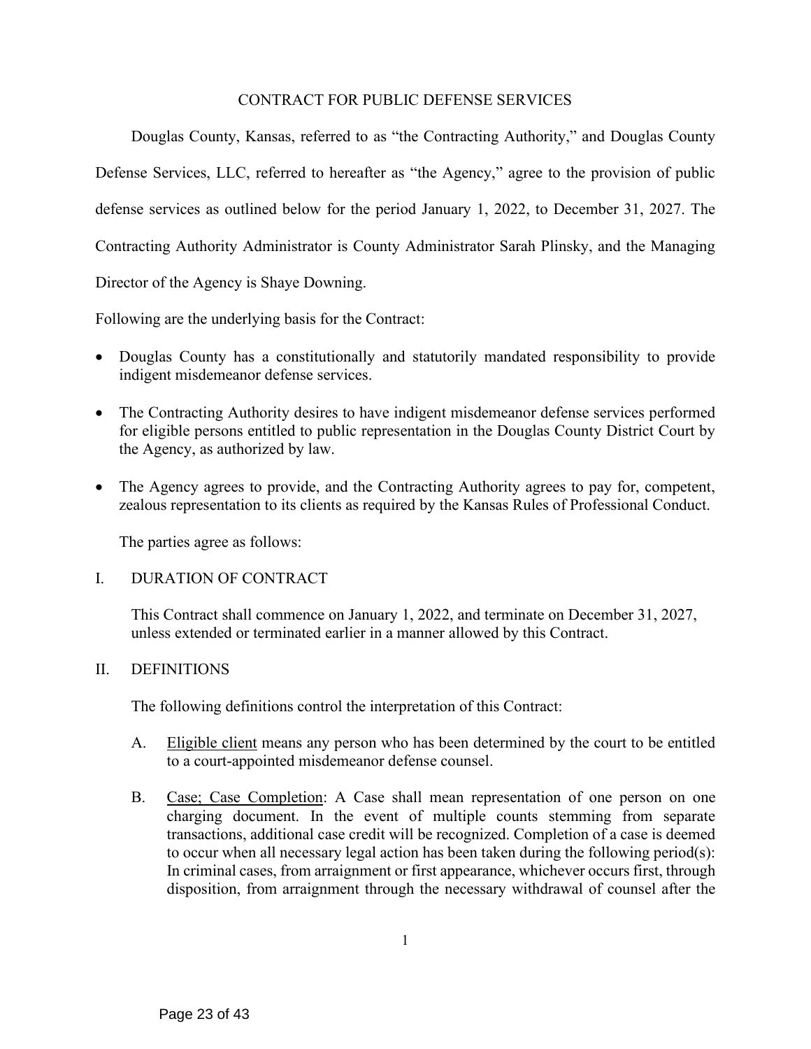CONTRACT FOR PUBLIC DEFENSE SERVICES

Douglas County, Kansas, referred to as "the Contracting Authority," and Douglas County Defense Services, LLC, referred to hereafter as "the Agency," agree to the provision of public defense services as outlined below for the period January 1, 2022, to December 31, 2027. The Contracting Authority Administrator is County Administrator Sarah Plinsky, and the Managing Director of the Agency is Shaye Downing.

Following are the underlying basis for the Contract:

- Douglas County has a constitutionally and statutorily mandated responsibility to provide indigent misdemeanor defense services.
- The Contracting Authority desires to have indigent misdemeanor defense services performed for eligible persons entitled to public representation in the Douglas County District Court by the Agency, as authorized by law.
- The Agency agrees to provide, and the Contracting Authority agrees to pay for, competent, zealous representation to its clients as required by the Kansas Rules of Professional Conduct.

The parties agree as follows:

I. DURATION OF CONTRACT

This Contract shall commence on January 1, 2022, and terminate on December 31, 2027, unless extended or terminated earlier in a manner allowed by this Contract.

II. DEFINITIONS

The following definitions control the interpretation of this Contract:

A. Eligible client means any person who has been determined by the court to be entitled to a court-appointed misdemeanor defense counsel.

B. Case; Case Completion: A Case shall mean representation of one person on one charging document. In the event of multiple counts stemming from separate transactions, additional case credit will be recognized. Completion of a case is deemed to occur when all necessary legal action has been taken during the following period(s): In criminal cases, from arraignment or first appearance, whichever occurs first, through disposition, from arraignment through the necessary withdrawal of counsel after the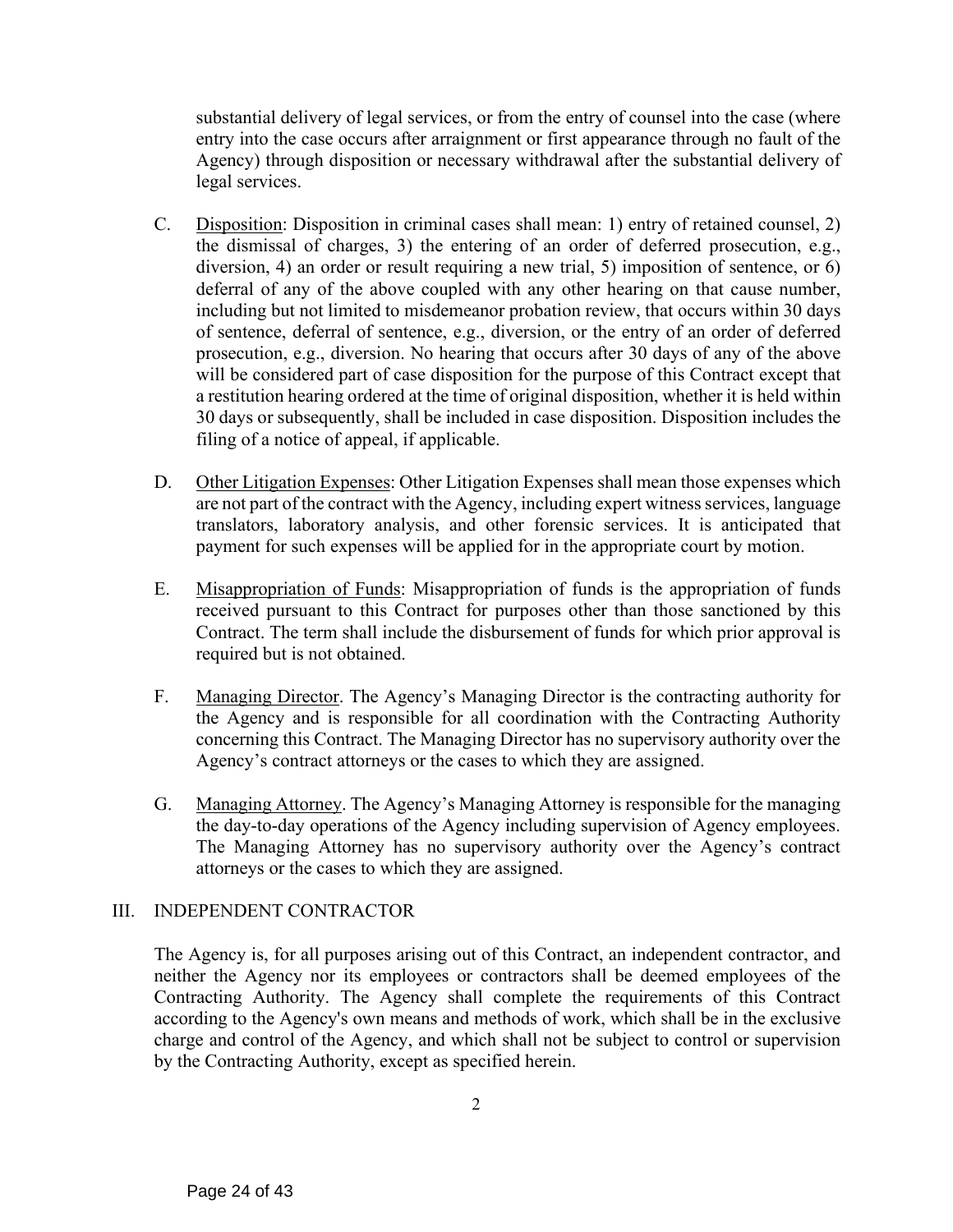substantial delivery of legal services, or from the entry of counsel into the case (where entry into the case occurs after arraignment or first appearance through no fault of the Agency) through disposition or necessary withdrawal after the substantial delivery of legal services.

C. Disposition: Disposition in criminal cases shall mean: 1) entry of retained counsel, 2) the dismissal of charges, 3) the entering of an order of deferred prosecution, e.g., diversion, 4) an order or result requiring a new trial, 5) imposition of sentence, or 6) deferral of any of the above coupled with any other hearing on that cause number, including but not limited to misdemeanor probation review, that occurs within 30 days of sentence, deferral of sentence, e.g., diversion, or the entry of an order of deferred prosecution, e.g., diversion. No hearing that occurs after 30 days of any of the above will be considered part of case disposition for the purpose of this Contract except that a restitution hearing ordered at the time of original disposition, whether it is held within 30 days or subsequently, shall be included in case disposition. Disposition includes the filing of a notice of appeal, if applicable.

D. Other Litigation Expenses: Other Litigation Expenses shall mean those expenses which are not part of the contract with the Agency, including expert witness services, language translators, laboratory analysis, and other forensic services. It is anticipated that payment for such expenses will be applied for in the appropriate court by motion.

E. Misappropriation of Funds: Misappropriation of funds is the appropriation of funds received pursuant to this Contract for purposes other than those sanctioned by this Contract. The term shall include the disbursement of funds for which prior approval is required but is not obtained.

F. Managing Director. The Agency's Managing Director is the contracting authority for the Agency and is responsible for all coordination with the Contracting Authority concerning this Contract. The Managing Director has no supervisory authority over the Agency's contract attorneys or the cases to which they are assigned.

G. Managing Attorney. The Agency's Managing Attorney is responsible for the managing the day-to-day operations of the Agency including supervision of Agency employees. The Managing Attorney has no supervisory authority over the Agency's contract attorneys or the cases to which they are assigned.

## III. INDEPENDENT CONTRACTOR

The Agency is, for all purposes arising out of this Contract, an independent contractor, and neither the Agency nor its employees or contractors shall be deemed employees of the Contracting Authority. The Agency shall complete the requirements of this Contract according to the Agency's own means and methods of work, which shall be in the exclusive charge and control of the Agency, and which shall not be subject to control or supervision by the Contracting Authority, except as specified herein.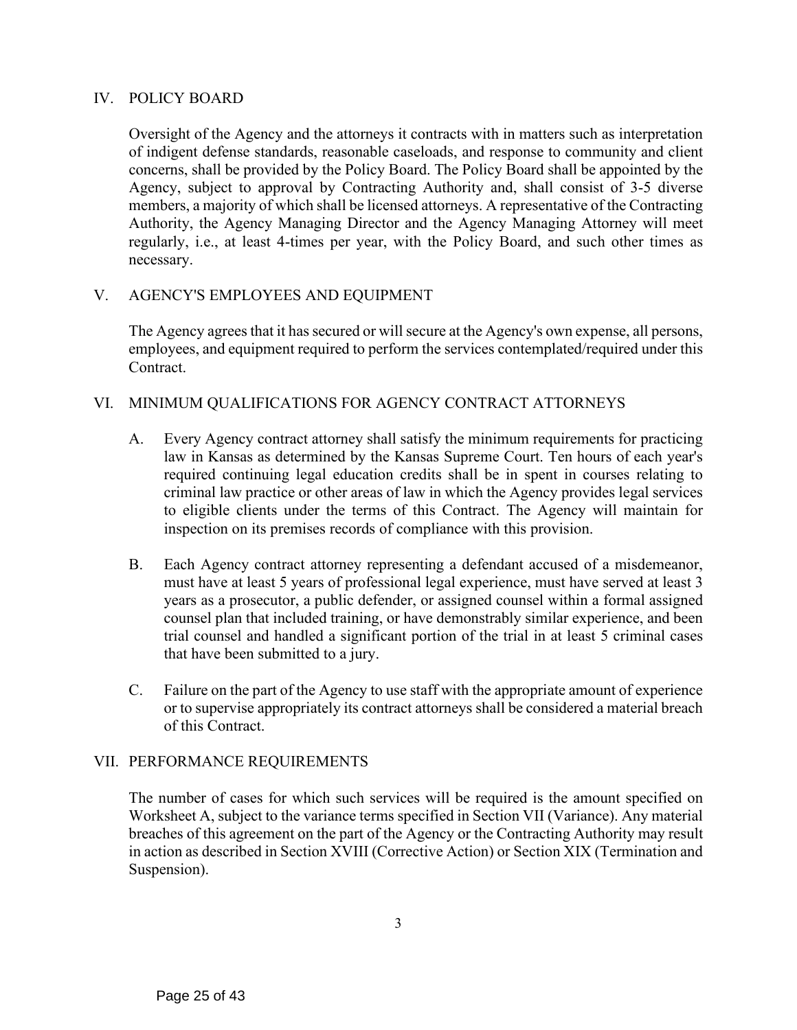## IV. POLICY BOARD

Oversight of the Agency and the attorneys it contracts with in matters such as interpretation of indigent defense standards, reasonable caseloads, and response to community and client concerns, shall be provided by the Policy Board. The Policy Board shall be appointed by the Agency, subject to approval by Contracting Authority and, shall consist of 3-5 diverse members, a majority of which shall be licensed attorneys. A representative of the Contracting Authority, the Agency Managing Director and the Agency Managing Attorney will meet regularly, i.e., at least 4-times per year, with the Policy Board, and such other times as necessary.

## V. AGENCY'S EMPLOYEES AND EQUIPMENT

The Agency agrees that it has secured or will secure at the Agency's own expense, all persons, employees, and equipment required to perform the services contemplated/required under this Contract.

## VI. MINIMUM QUALIFICATIONS FOR AGENCY CONTRACT ATTORNEYS

A. Every Agency contract attorney shall satisfy the minimum requirements for practicing law in Kansas as determined by the Kansas Supreme Court. Ten hours of each year's required continuing legal education credits shall be in spent in courses relating to criminal law practice or other areas of law in which the Agency provides legal services to eligible clients under the terms of this Contract. The Agency will maintain for inspection on its premises records of compliance with this provision.

B. Each Agency contract attorney representing a defendant accused of a misdemeanor, must have at least 5 years of professional legal experience, must have served at least 3 years as a prosecutor, a public defender, or assigned counsel within a formal assigned counsel plan that included training, or have demonstrably similar experience, and been trial counsel and handled a significant portion of the trial in at least 5 criminal cases that have been submitted to a jury.

C. Failure on the part of the Agency to use staff with the appropriate amount of experience or to supervise appropriately its contract attorneys shall be considered a material breach of this Contract.

## VII. PERFORMANCE REQUIREMENTS

The number of cases for which such services will be required is the amount specified on Worksheet A, subject to the variance terms specified in Section VII (Variance). Any material breaches of this agreement on the part of the Agency or the Contracting Authority may result in action as described in Section XVIII (Corrective Action) or Section XIX (Termination and Suspension).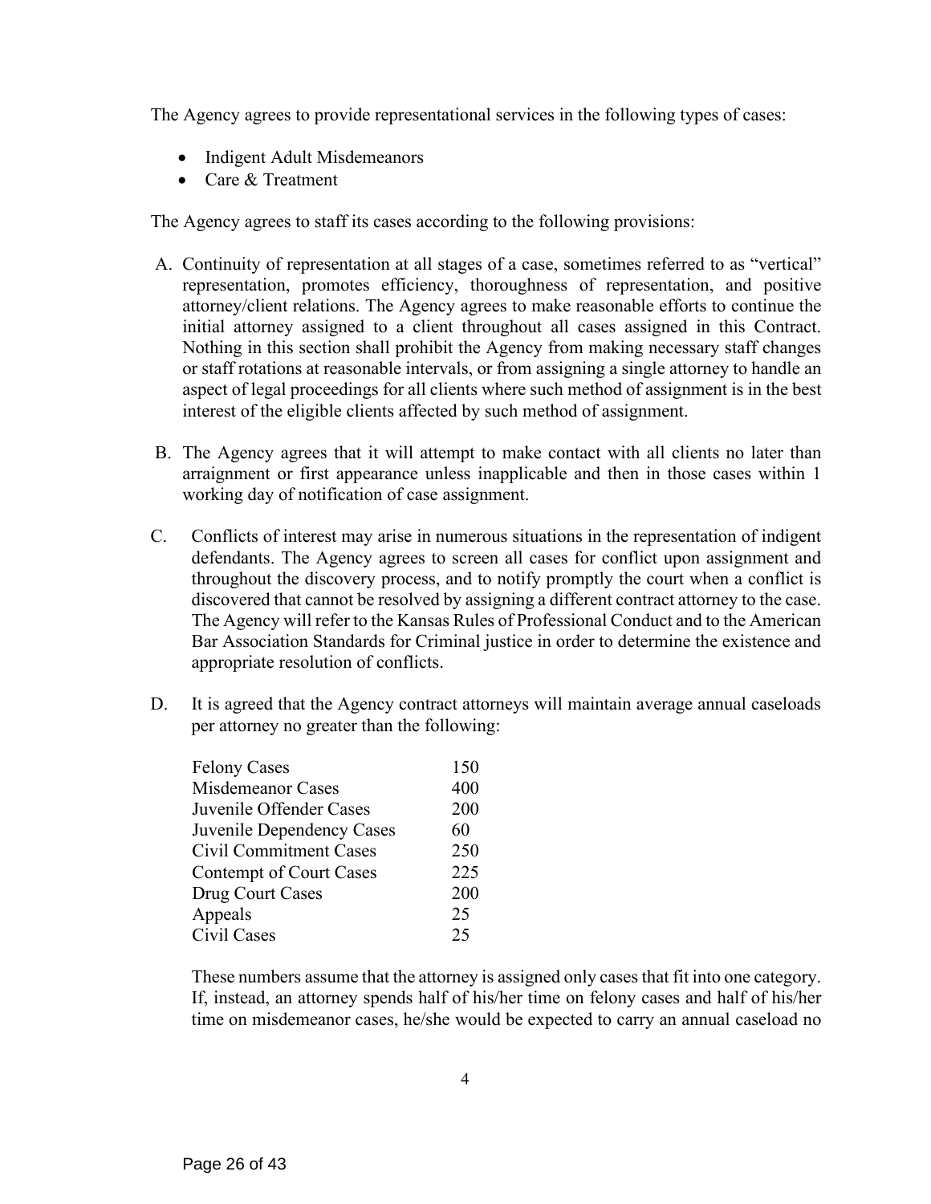The Agency agrees to provide representational services in the following types of cases:

- Indigent Adult Misdemeanors
- Care & Treatment

The Agency agrees to staff its cases according to the following provisions:

A. Continuity of representation at all stages of a case, sometimes referred to as "vertical" representation, promotes efficiency, thoroughness of representation, and positive attorney/client relations. The Agency agrees to make reasonable efforts to continue the initial attorney assigned to a client throughout all cases assigned in this Contract. Nothing in this section shall prohibit the Agency from making necessary staff changes or staff rotations at reasonable intervals, or from assigning a single attorney to handle an aspect of legal proceedings for all clients where such method of assignment is in the best interest of the eligible clients affected by such method of assignment.

B. The Agency agrees that it will attempt to make contact with all clients no later than arraignment or first appearance unless inapplicable and then in those cases within 1 working day of notification of case assignment.

C. Conflicts of interest may arise in numerous situations in the representation of indigent defendants. The Agency agrees to screen all cases for conflict upon assignment and throughout the discovery process, and to notify promptly the court when a conflict is discovered that cannot be resolved by assigning a different contract attorney to the case. The Agency will refer to the Kansas Rules of Professional Conduct and to the American Bar Association Standards for Criminal justice in order to determine the existence and appropriate resolution of conflicts.

D. It is agreed that the Agency contract attorneys will maintain average annual caseloads per attorney no greater than the following:

| | |
|---|---|
| Felony Cases | 150 |
| Misdemeanor Cases | 400 |
| Juvenile Offender Cases | 200 |
| Juvenile Dependency Cases | 60 |
| Civil Commitment Cases | 250 |
| Contempt of Court Cases | 225 |
| Drug Court Cases | 200 |
| Appeals | 25 |
| Civil Cases | 25 |

These numbers assume that the attorney is assigned only cases that fit into one category. If, instead, an attorney spends half of his/her time on felony cases and half of his/her time on misdemeanor cases, he/she would be expected to carry an annual caseload no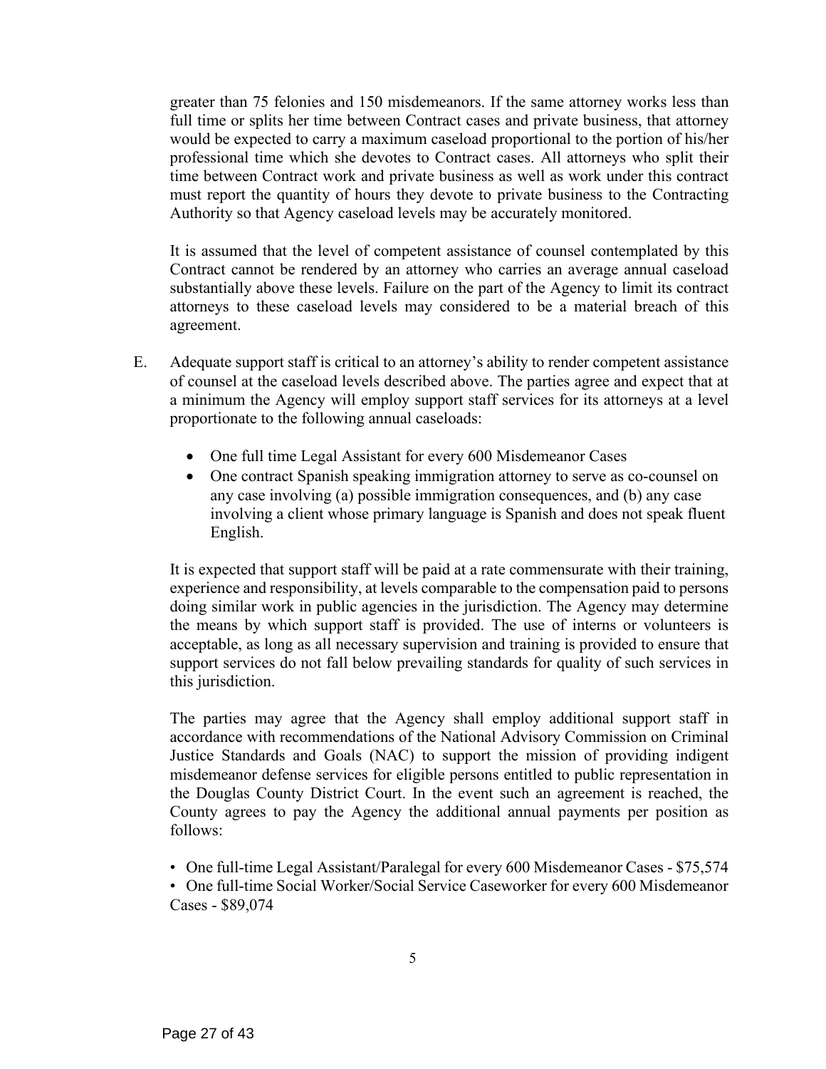greater than 75 felonies and 150 misdemeanors. If the same attorney works less than full time or splits her time between Contract cases and private business, that attorney would be expected to carry a maximum caseload proportional to the portion of his/her professional time which she devotes to Contract cases. All attorneys who split their time between Contract work and private business as well as work under this contract must report the quantity of hours they devote to private business to the Contracting Authority so that Agency caseload levels may be accurately monitored.

It is assumed that the level of competent assistance of counsel contemplated by this Contract cannot be rendered by an attorney who carries an average annual caseload substantially above these levels. Failure on the part of the Agency to limit its contract attorneys to these caseload levels may considered to be a material breach of this agreement.

E. Adequate support staff is critical to an attorney's ability to render competent assistance of counsel at the caseload levels described above. The parties agree and expect that at a minimum the Agency will employ support staff services for its attorneys at a level proportionate to the following annual caseloads:

- One full time Legal Assistant for every 600 Misdemeanor Cases
- One contract Spanish speaking immigration attorney to serve as co-counsel on any case involving (a) possible immigration consequences, and (b) any case involving a client whose primary language is Spanish and does not speak fluent English.

It is expected that support staff will be paid at a rate commensurate with their training, experience and responsibility, at levels comparable to the compensation paid to persons doing similar work in public agencies in the jurisdiction. The Agency may determine the means by which support staff is provided. The use of interns or volunteers is acceptable, as long as all necessary supervision and training is provided to ensure that support services do not fall below prevailing standards for quality of such services in this jurisdiction.

The parties may agree that the Agency shall employ additional support staff in accordance with recommendations of the National Advisory Commission on Criminal Justice Standards and Goals (NAC) to support the mission of providing indigent misdemeanor defense services for eligible persons entitled to public representation in the Douglas County District Court. In the event such an agreement is reached, the County agrees to pay the Agency the additional annual payments per position as follows:

- One full-time Legal Assistant/Paralegal for every 600 Misdemeanor Cases - $75,574
- One full-time Social Worker/Social Service Caseworker for every 600 Misdemeanor Cases - $89,074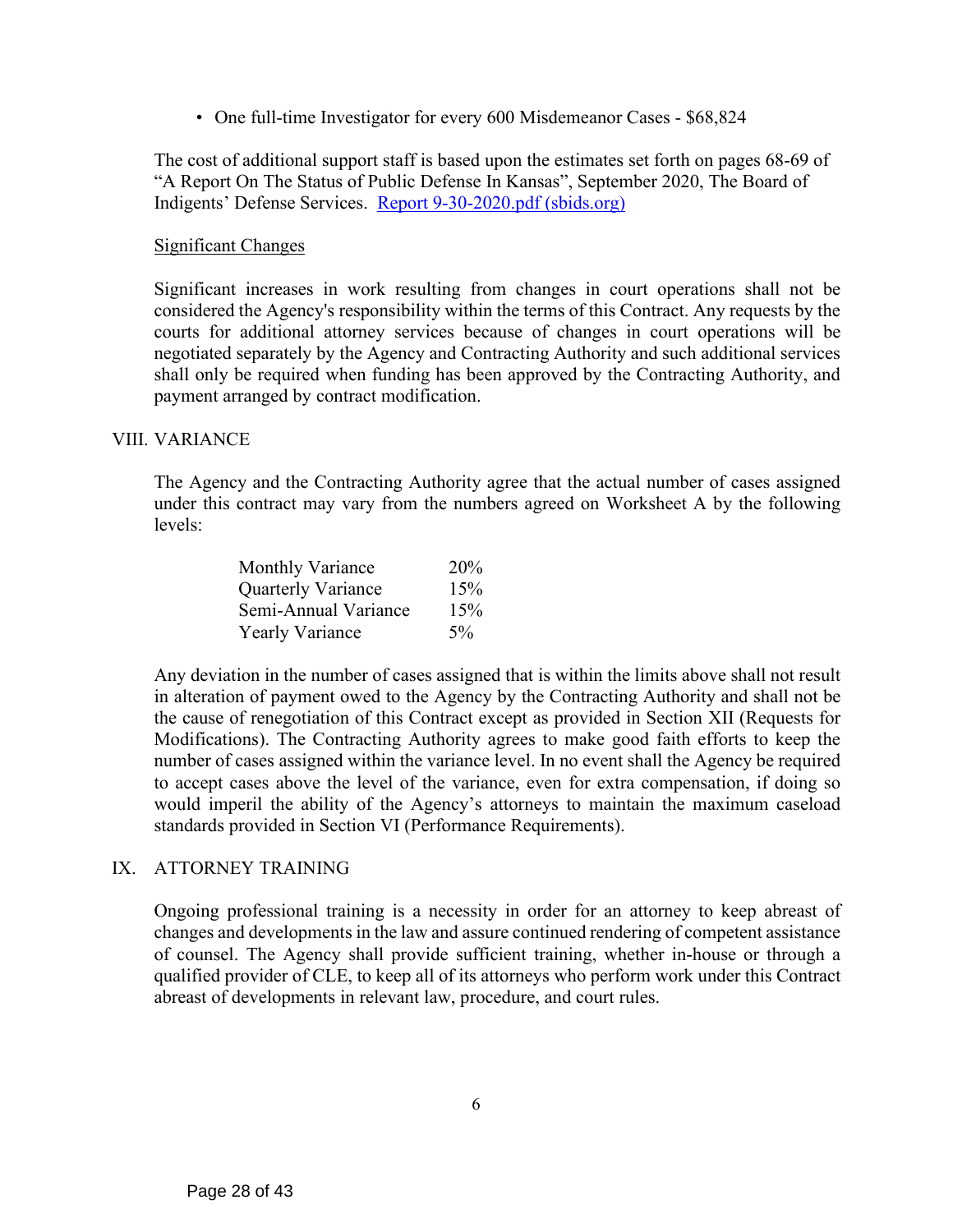- One full-time Investigator for every 600 Misdemeanor Cases - $68,824

The cost of additional support staff is based upon the estimates set forth on pages 68-69 of "A Report On The Status of Public Defense In Kansas", September 2020, The Board of Indigents' Defense Services. [Report 9-30-2020.pdf (sbids.org)](Report 9-30-2020.pdf (sbids.org))

Significant Changes

Significant increases in work resulting from changes in court operations shall not be considered the Agency's responsibility within the terms of this Contract. Any requests by the courts for additional attorney services because of changes in court operations will be negotiated separately by the Agency and Contracting Authority and such additional services shall only be required when funding has been approved by the Contracting Authority, and payment arranged by contract modification.

## VIII. VARIANCE

The Agency and the Contracting Authority agree that the actual number of cases assigned under this contract may vary from the numbers agreed on Worksheet A by the following levels:

| | |
|---|---|
| Monthly Variance | 20% |
| Quarterly Variance | 15% |
| Semi-Annual Variance | 15% |
| Yearly Variance | 5% |

Any deviation in the number of cases assigned that is within the limits above shall not result in alteration of payment owed to the Agency by the Contracting Authority and shall not be the cause of renegotiation of this Contract except as provided in Section XII (Requests for Modifications). The Contracting Authority agrees to make good faith efforts to keep the number of cases assigned within the variance level. In no event shall the Agency be required to accept cases above the level of the variance, even for extra compensation, if doing so would imperil the ability of the Agency's attorneys to maintain the maximum caseload standards provided in Section VI (Performance Requirements).

## IX. ATTORNEY TRAINING

Ongoing professional training is a necessity in order for an attorney to keep abreast of changes and developments in the law and assure continued rendering of competent assistance of counsel. The Agency shall provide sufficient training, whether in-house or through a qualified provider of CLE, to keep all of its attorneys who perform work under this Contract abreast of developments in relevant law, procedure, and court rules.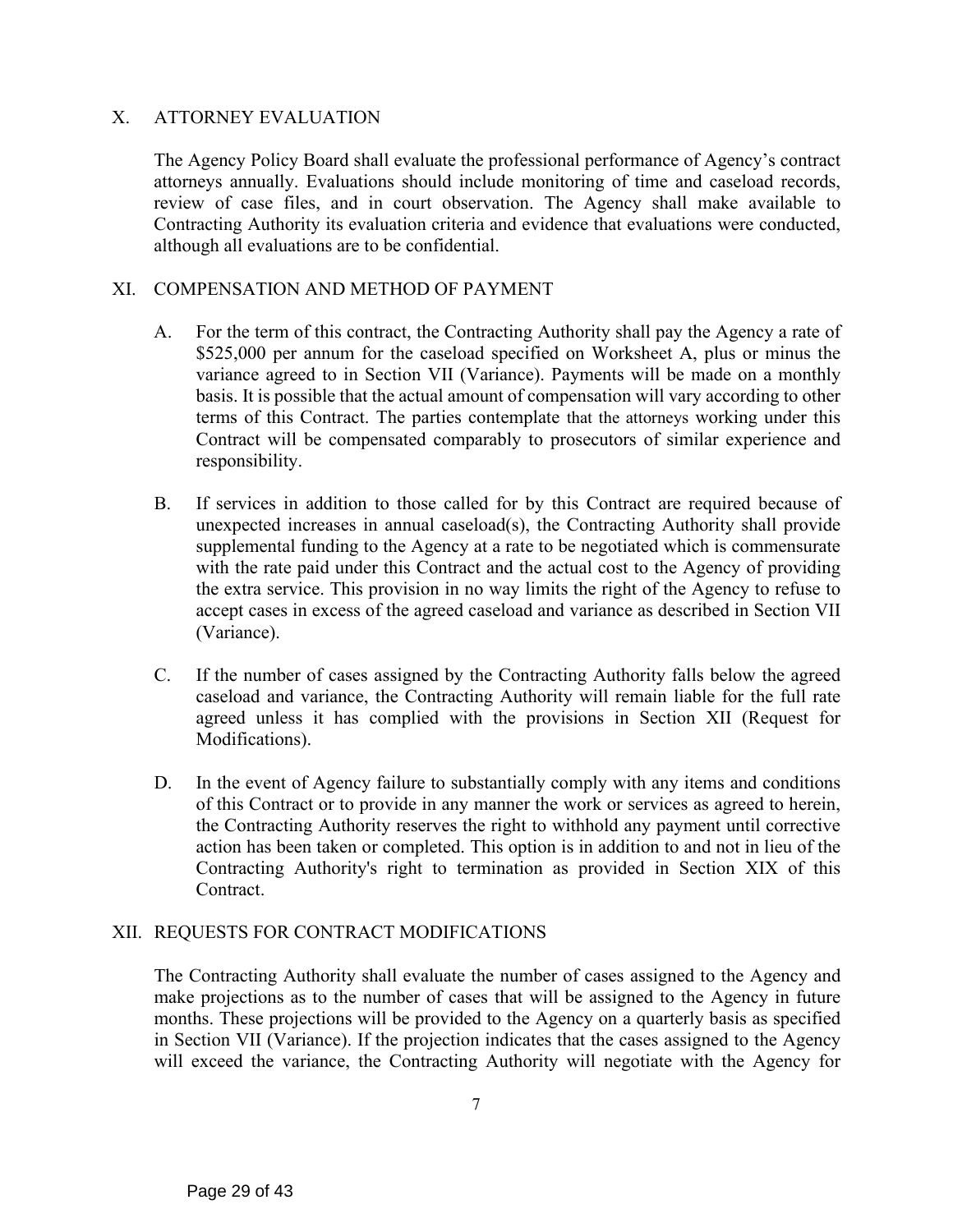## X. ATTORNEY EVALUATION

The Agency Policy Board shall evaluate the professional performance of Agency's contract attorneys annually. Evaluations should include monitoring of time and caseload records, review of case files, and in court observation. The Agency shall make available to Contracting Authority its evaluation criteria and evidence that evaluations were conducted, although all evaluations are to be confidential.

## XI. COMPENSATION AND METHOD OF PAYMENT

A. For the term of this contract, the Contracting Authority shall pay the Agency a rate of $525,000 per annum for the caseload specified on Worksheet A, plus or minus the variance agreed to in Section VII (Variance). Payments will be made on a monthly basis. It is possible that the actual amount of compensation will vary according to other terms of this Contract. The parties contemplate that the attorneys working under this Contract will be compensated comparably to prosecutors of similar experience and responsibility.

B. If services in addition to those called for by this Contract are required because of unexpected increases in annual caseload(s), the Contracting Authority shall provide supplemental funding to the Agency at a rate to be negotiated which is commensurate with the rate paid under this Contract and the actual cost to the Agency of providing the extra service. This provision in no way limits the right of the Agency to refuse to accept cases in excess of the agreed caseload and variance as described in Section VII (Variance).

C. If the number of cases assigned by the Contracting Authority falls below the agreed caseload and variance, the Contracting Authority will remain liable for the full rate agreed unless it has complied with the provisions in Section XII (Request for Modifications).

D. In the event of Agency failure to substantially comply with any items and conditions of this Contract or to provide in any manner the work or services as agreed to herein, the Contracting Authority reserves the right to withhold any payment until corrective action has been taken or completed. This option is in addition to and not in lieu of the Contracting Authority's right to termination as provided in Section XIX of this Contract.

## XII. REQUESTS FOR CONTRACT MODIFICATIONS

The Contracting Authority shall evaluate the number of cases assigned to the Agency and make projections as to the number of cases that will be assigned to the Agency in future months. These projections will be provided to the Agency on a quarterly basis as specified in Section VII (Variance). If the projection indicates that the cases assigned to the Agency will exceed the variance, the Contracting Authority will negotiate with the Agency for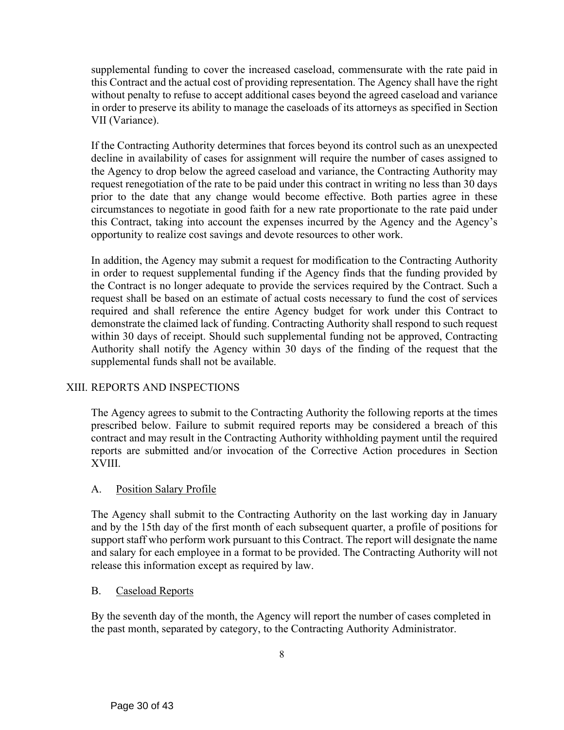supplemental funding to cover the increased caseload, commensurate with the rate paid in this Contract and the actual cost of providing representation. The Agency shall have the right without penalty to refuse to accept additional cases beyond the agreed caseload and variance in order to preserve its ability to manage the caseloads of its attorneys as specified in Section VII (Variance).

If the Contracting Authority determines that forces beyond its control such as an unexpected decline in availability of cases for assignment will require the number of cases assigned to the Agency to drop below the agreed caseload and variance, the Contracting Authority may request renegotiation of the rate to be paid under this contract in writing no less than 30 days prior to the date that any change would become effective. Both parties agree in these circumstances to negotiate in good faith for a new rate proportionate to the rate paid under this Contract, taking into account the expenses incurred by the Agency and the Agency's opportunity to realize cost savings and devote resources to other work.

In addition, the Agency may submit a request for modification to the Contracting Authority in order to request supplemental funding if the Agency finds that the funding provided by the Contract is no longer adequate to provide the services required by the Contract. Such a request shall be based on an estimate of actual costs necessary to fund the cost of services required and shall reference the entire Agency budget for work under this Contract to demonstrate the claimed lack of funding. Contracting Authority shall respond to such request within 30 days of receipt. Should such supplemental funding not be approved, Contracting Authority shall notify the Agency within 30 days of the finding of the request that the supplemental funds shall not be available.

## XIII. REPORTS AND INSPECTIONS

The Agency agrees to submit to the Contracting Authority the following reports at the times prescribed below. Failure to submit required reports may be considered a breach of this contract and may result in the Contracting Authority withholding payment until the required reports are submitted and/or invocation of the Corrective Action procedures in Section XVIII.

### A. Position Salary Profile

The Agency shall submit to the Contracting Authority on the last working day in January and by the 15th day of the first month of each subsequent quarter, a profile of positions for support staff who perform work pursuant to this Contract. The report will designate the name and salary for each employee in a format to be provided. The Contracting Authority will not release this information except as required by law.

### B. Caseload Reports

By the seventh day of the month, the Agency will report the number of cases completed in the past month, separated by category, to the Contracting Authority Administrator.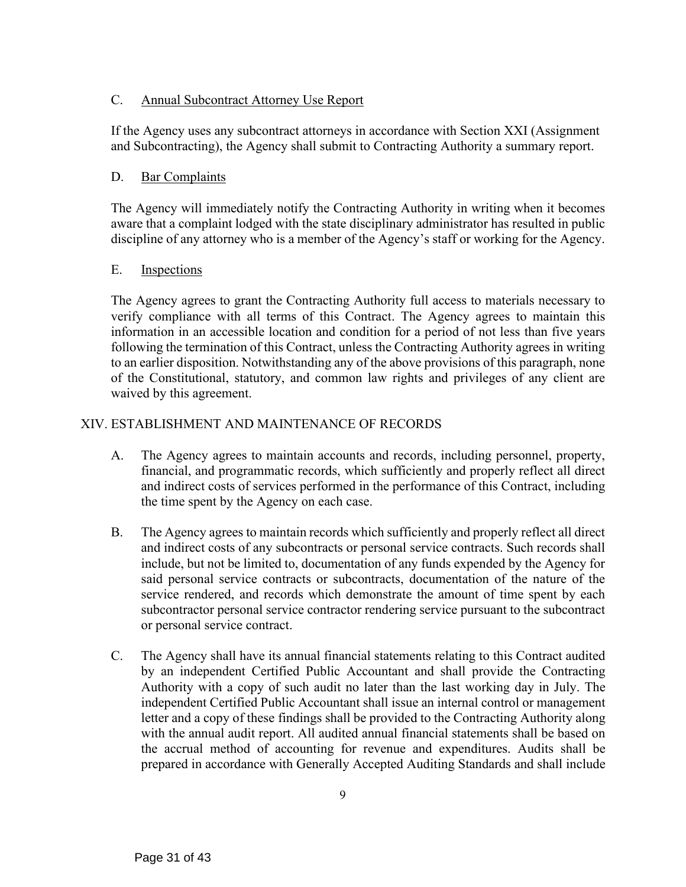C. Annual Subcontract Attorney Use Report

If the Agency uses any subcontract attorneys in accordance with Section XXI (Assignment and Subcontracting), the Agency shall submit to Contracting Authority a summary report.

D. Bar Complaints

The Agency will immediately notify the Contracting Authority in writing when it becomes aware that a complaint lodged with the state disciplinary administrator has resulted in public discipline of any attorney who is a member of the Agency's staff or working for the Agency.

E. Inspections

The Agency agrees to grant the Contracting Authority full access to materials necessary to verify compliance with all terms of this Contract. The Agency agrees to maintain this information in an accessible location and condition for a period of not less than five years following the termination of this Contract, unless the Contracting Authority agrees in writing to an earlier disposition. Notwithstanding any of the above provisions of this paragraph, none of the Constitutional, statutory, and common law rights and privileges of any client are waived by this agreement.

## XIV. ESTABLISHMENT AND MAINTENANCE OF RECORDS

A. The Agency agrees to maintain accounts and records, including personnel, property, financial, and programmatic records, which sufficiently and properly reflect all direct and indirect costs of services performed in the performance of this Contract, including the time spent by the Agency on each case.

B. The Agency agrees to maintain records which sufficiently and properly reflect all direct and indirect costs of any subcontracts or personal service contracts. Such records shall include, but not be limited to, documentation of any funds expended by the Agency for said personal service contracts or subcontracts, documentation of the nature of the service rendered, and records which demonstrate the amount of time spent by each subcontractor personal service contractor rendering service pursuant to the subcontract or personal service contract.

C. The Agency shall have its annual financial statements relating to this Contract audited by an independent Certified Public Accountant and shall provide the Contracting Authority with a copy of such audit no later than the last working day in July. The independent Certified Public Accountant shall issue an internal control or management letter and a copy of these findings shall be provided to the Contracting Authority along with the annual audit report. All audited annual financial statements shall be based on the accrual method of accounting for revenue and expenditures. Audits shall be prepared in accordance with Generally Accepted Auditing Standards and shall include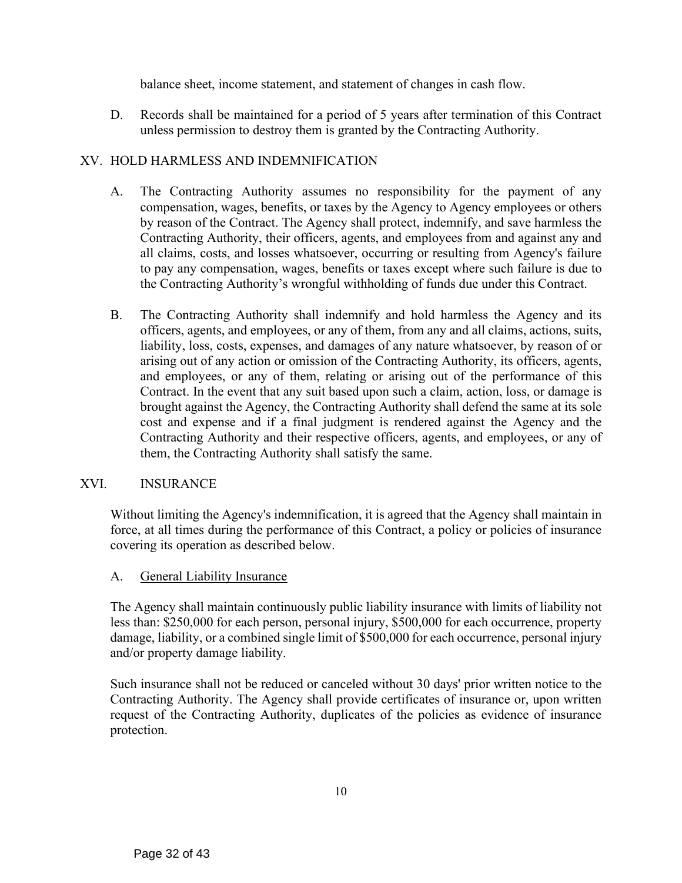balance sheet, income statement, and statement of changes in cash flow.

D. Records shall be maintained for a period of 5 years after termination of this Contract unless permission to destroy them is granted by the Contracting Authority.

## XV. HOLD HARMLESS AND INDEMNIFICATION

A. The Contracting Authority assumes no responsibility for the payment of any compensation, wages, benefits, or taxes by the Agency to Agency employees or others by reason of the Contract. The Agency shall protect, indemnify, and save harmless the Contracting Authority, their officers, agents, and employees from and against any and all claims, costs, and losses whatsoever, occurring or resulting from Agency's failure to pay any compensation, wages, benefits or taxes except where such failure is due to the Contracting Authority's wrongful withholding of funds due under this Contract.

B. The Contracting Authority shall indemnify and hold harmless the Agency and its officers, agents, and employees, or any of them, from any and all claims, actions, suits, liability, loss, costs, expenses, and damages of any nature whatsoever, by reason of or arising out of any action or omission of the Contracting Authority, its officers, agents, and employees, or any of them, relating or arising out of the performance of this Contract. In the event that any suit based upon such a claim, action, loss, or damage is brought against the Agency, the Contracting Authority shall defend the same at its sole cost and expense and if a final judgment is rendered against the Agency and the Contracting Authority and their respective officers, agents, and employees, or any of them, the Contracting Authority shall satisfy the same.

## XVI. INSURANCE

Without limiting the Agency's indemnification, it is agreed that the Agency shall maintain in force, at all times during the performance of this Contract, a policy or policies of insurance covering its operation as described below.

A. General Liability Insurance

The Agency shall maintain continuously public liability insurance with limits of liability not less than: $250,000 for each person, personal injury, $500,000 for each occurrence, property damage, liability, or a combined single limit of $500,000 for each occurrence, personal injury and/or property damage liability.

Such insurance shall not be reduced or canceled without 30 days' prior written notice to the Contracting Authority. The Agency shall provide certificates of insurance or, upon written request of the Contracting Authority, duplicates of the policies as evidence of insurance protection.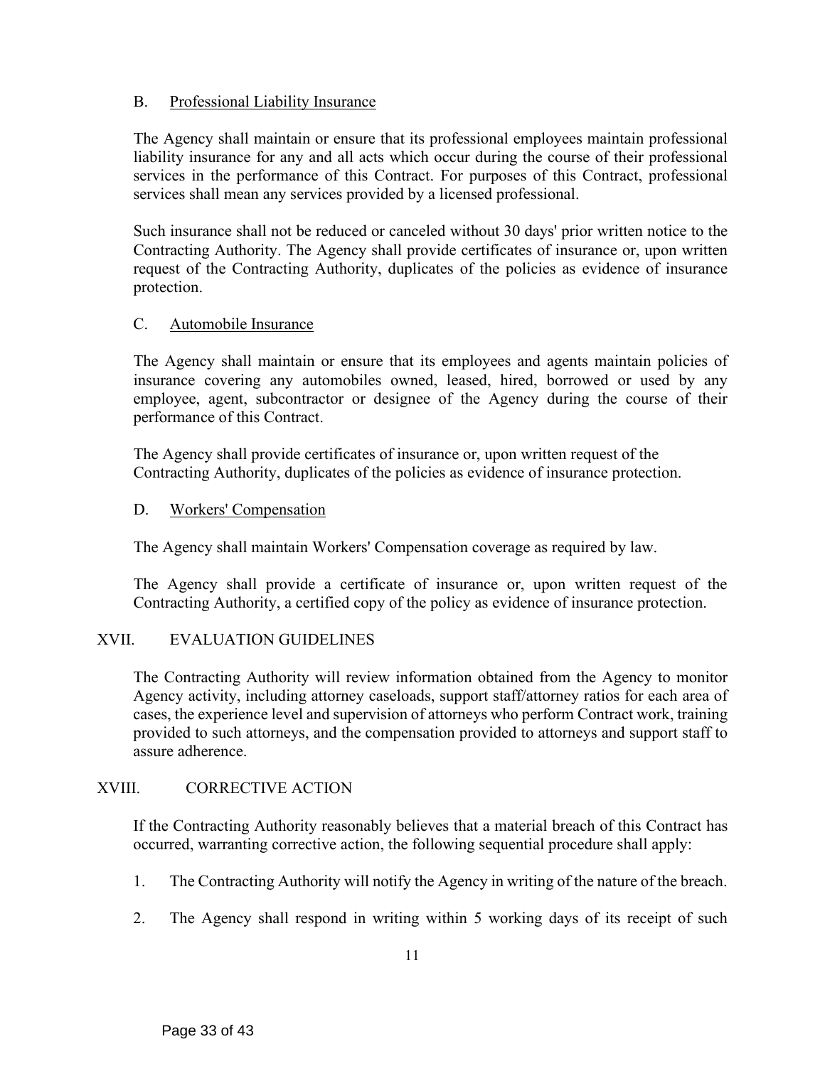### B. Professional Liability Insurance

The Agency shall maintain or ensure that its professional employees maintain professional liability insurance for any and all acts which occur during the course of their professional services in the performance of this Contract. For purposes of this Contract, professional services shall mean any services provided by a licensed professional.

Such insurance shall not be reduced or canceled without 30 days' prior written notice to the Contracting Authority. The Agency shall provide certificates of insurance or, upon written request of the Contracting Authority, duplicates of the policies as evidence of insurance protection.

### C. Automobile Insurance

The Agency shall maintain or ensure that its employees and agents maintain policies of insurance covering any automobiles owned, leased, hired, borrowed or used by any employee, agent, subcontractor or designee of the Agency during the course of their performance of this Contract.

The Agency shall provide certificates of insurance or, upon written request of the Contracting Authority, duplicates of the policies as evidence of insurance protection.

### D. Workers' Compensation

The Agency shall maintain Workers' Compensation coverage as required by law.

The Agency shall provide a certificate of insurance or, upon written request of the Contracting Authority, a certified copy of the policy as evidence of insurance protection.

## XVII. EVALUATION GUIDELINES

The Contracting Authority will review information obtained from the Agency to monitor Agency activity, including attorney caseloads, support staff/attorney ratios for each area of cases, the experience level and supervision of attorneys who perform Contract work, training provided to such attorneys, and the compensation provided to attorneys and support staff to assure adherence.

## XVIII. CORRECTIVE ACTION

If the Contracting Authority reasonably believes that a material breach of this Contract has occurred, warranting corrective action, the following sequential procedure shall apply:

1. The Contracting Authority will notify the Agency in writing of the nature of the breach.
2. The Agency shall respond in writing within 5 working days of its receipt of such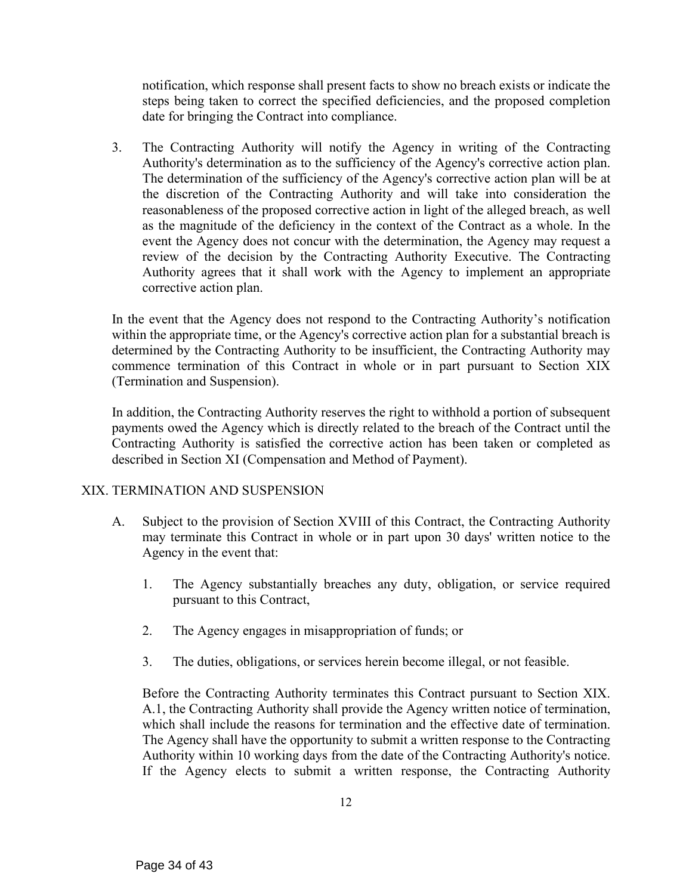notification, which response shall present facts to show no breach exists or indicate the steps being taken to correct the specified deficiencies, and the proposed completion date for bringing the Contract into compliance.

3. The Contracting Authority will notify the Agency in writing of the Contracting Authority's determination as to the sufficiency of the Agency's corrective action plan. The determination of the sufficiency of the Agency's corrective action plan will be at the discretion of the Contracting Authority and will take into consideration the reasonableness of the proposed corrective action in light of the alleged breach, as well as the magnitude of the deficiency in the context of the Contract as a whole. In the event the Agency does not concur with the determination, the Agency may request a review of the decision by the Contracting Authority Executive. The Contracting Authority agrees that it shall work with the Agency to implement an appropriate corrective action plan.

In the event that the Agency does not respond to the Contracting Authority's notification within the appropriate time, or the Agency's corrective action plan for a substantial breach is determined by the Contracting Authority to be insufficient, the Contracting Authority may commence termination of this Contract in whole or in part pursuant to Section XIX (Termination and Suspension).

In addition, the Contracting Authority reserves the right to withhold a portion of subsequent payments owed the Agency which is directly related to the breach of the Contract until the Contracting Authority is satisfied the corrective action has been taken or completed as described in Section XI (Compensation and Method of Payment).

## XIX. TERMINATION AND SUSPENSION

A. Subject to the provision of Section XVIII of this Contract, the Contracting Authority may terminate this Contract in whole or in part upon 30 days' written notice to the Agency in the event that:

   1. The Agency substantially breaches any duty, obligation, or service required pursuant to this Contract,

   2. The Agency engages in misappropriation of funds; or

   3. The duties, obligations, or services herein become illegal, or not feasible.

   Before the Contracting Authority terminates this Contract pursuant to Section XIX. A.1, the Contracting Authority shall provide the Agency written notice of termination, which shall include the reasons for termination and the effective date of termination. The Agency shall have the opportunity to submit a written response to the Contracting Authority within 10 working days from the date of the Contracting Authority's notice. If the Agency elects to submit a written response, the Contracting Authority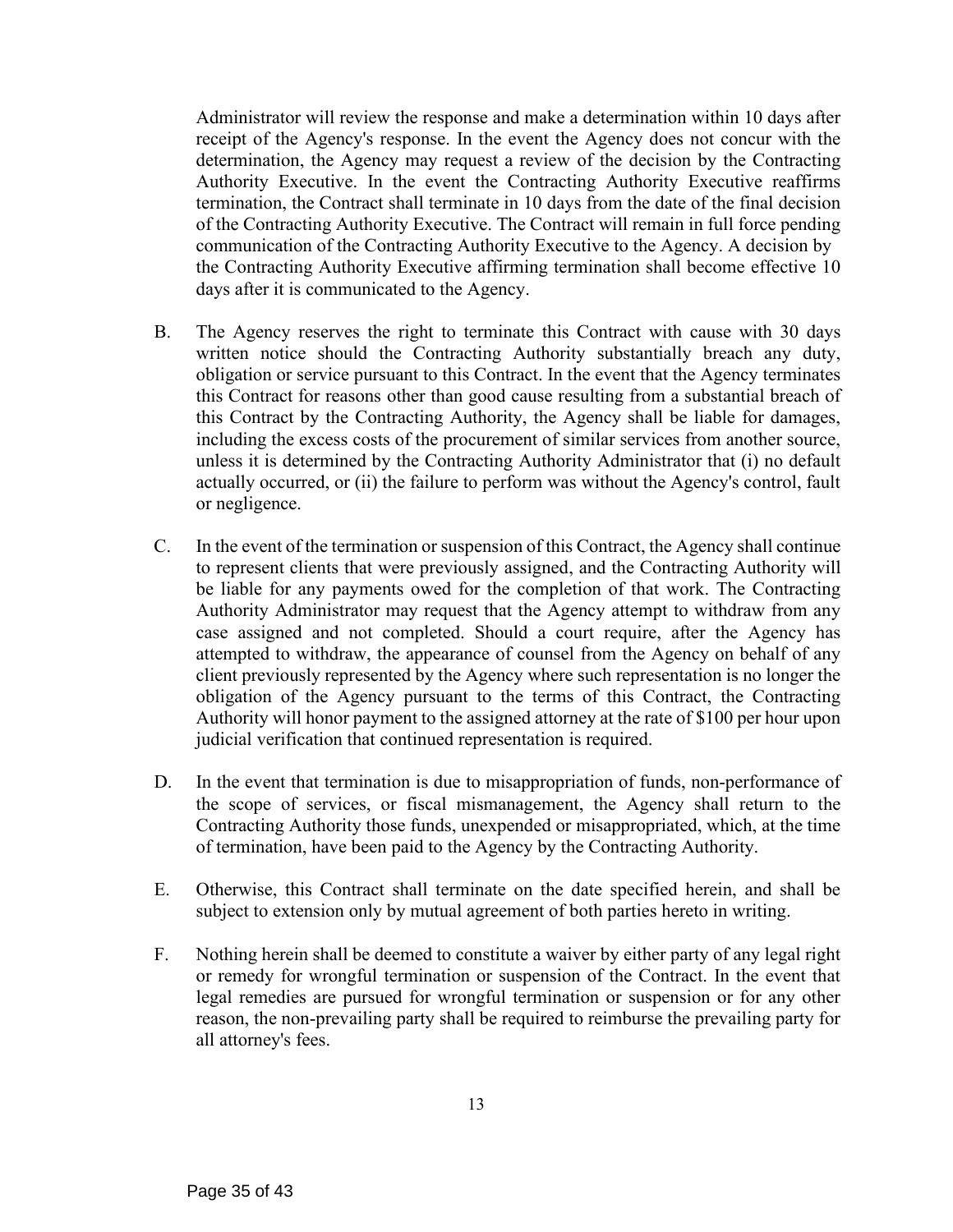Administrator will review the response and make a determination within 10 days after receipt of the Agency's response. In the event the Agency does not concur with the determination, the Agency may request a review of the decision by the Contracting Authority Executive. In the event the Contracting Authority Executive reaffirms termination, the Contract shall terminate in 10 days from the date of the final decision of the Contracting Authority Executive. The Contract will remain in full force pending communication of the Contracting Authority Executive to the Agency. A decision by the Contracting Authority Executive affirming termination shall become effective 10 days after it is communicated to the Agency.

B. The Agency reserves the right to terminate this Contract with cause with 30 days written notice should the Contracting Authority substantially breach any duty, obligation or service pursuant to this Contract. In the event that the Agency terminates this Contract for reasons other than good cause resulting from a substantial breach of this Contract by the Contracting Authority, the Agency shall be liable for damages, including the excess costs of the procurement of similar services from another source, unless it is determined by the Contracting Authority Administrator that (i) no default actually occurred, or (ii) the failure to perform was without the Agency's control, fault or negligence.

C. In the event of the termination or suspension of this Contract, the Agency shall continue to represent clients that were previously assigned, and the Contracting Authority will be liable for any payments owed for the completion of that work. The Contracting Authority Administrator may request that the Agency attempt to withdraw from any case assigned and not completed. Should a court require, after the Agency has attempted to withdraw, the appearance of counsel from the Agency on behalf of any client previously represented by the Agency where such representation is no longer the obligation of the Agency pursuant to the terms of this Contract, the Contracting Authority will honor payment to the assigned attorney at the rate of $100 per hour upon judicial verification that continued representation is required.

D. In the event that termination is due to misappropriation of funds, non-performance of the scope of services, or fiscal mismanagement, the Agency shall return to the Contracting Authority those funds, unexpended or misappropriated, which, at the time of termination, have been paid to the Agency by the Contracting Authority.

E. Otherwise, this Contract shall terminate on the date specified herein, and shall be subject to extension only by mutual agreement of both parties hereto in writing.

F. Nothing herein shall be deemed to constitute a waiver by either party of any legal right or remedy for wrongful termination or suspension of the Contract. In the event that legal remedies are pursued for wrongful termination or suspension or for any other reason, the non-prevailing party shall be required to reimburse the prevailing party for all attorney's fees.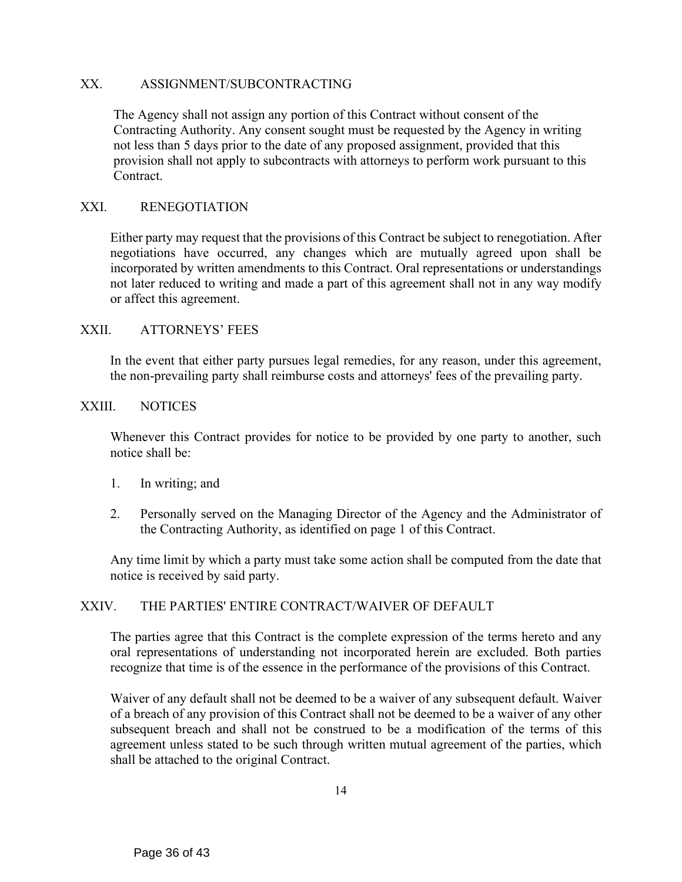## XX. ASSIGNMENT/SUBCONTRACTING

The Agency shall not assign any portion of this Contract without consent of the Contracting Authority. Any consent sought must be requested by the Agency in writing not less than 5 days prior to the date of any proposed assignment, provided that this provision shall not apply to subcontracts with attorneys to perform work pursuant to this Contract.

## XXI. RENEGOTIATION

Either party may request that the provisions of this Contract be subject to renegotiation. After negotiations have occurred, any changes which are mutually agreed upon shall be incorporated by written amendments to this Contract. Oral representations or understandings not later reduced to writing and made a part of this agreement shall not in any way modify or affect this agreement.

## XXII. ATTORNEYS' FEES

In the event that either party pursues legal remedies, for any reason, under this agreement, the non-prevailing party shall reimburse costs and attorneys' fees of the prevailing party.

## XXIII. NOTICES

Whenever this Contract provides for notice to be provided by one party to another, such notice shall be:

1. In writing; and

2. Personally served on the Managing Director of the Agency and the Administrator of the Contracting Authority, as identified on page 1 of this Contract.

Any time limit by which a party must take some action shall be computed from the date that notice is received by said party.

## XXIV. THE PARTIES' ENTIRE CONTRACT/WAIVER OF DEFAULT

The parties agree that this Contract is the complete expression of the terms hereto and any oral representations of understanding not incorporated herein are excluded. Both parties recognize that time is of the essence in the performance of the provisions of this Contract.

Waiver of any default shall not be deemed to be a waiver of any subsequent default. Waiver of a breach of any provision of this Contract shall not be deemed to be a waiver of any other subsequent breach and shall not be construed to be a modification of the terms of this agreement unless stated to be such through written mutual agreement of the parties, which shall be attached to the original Contract.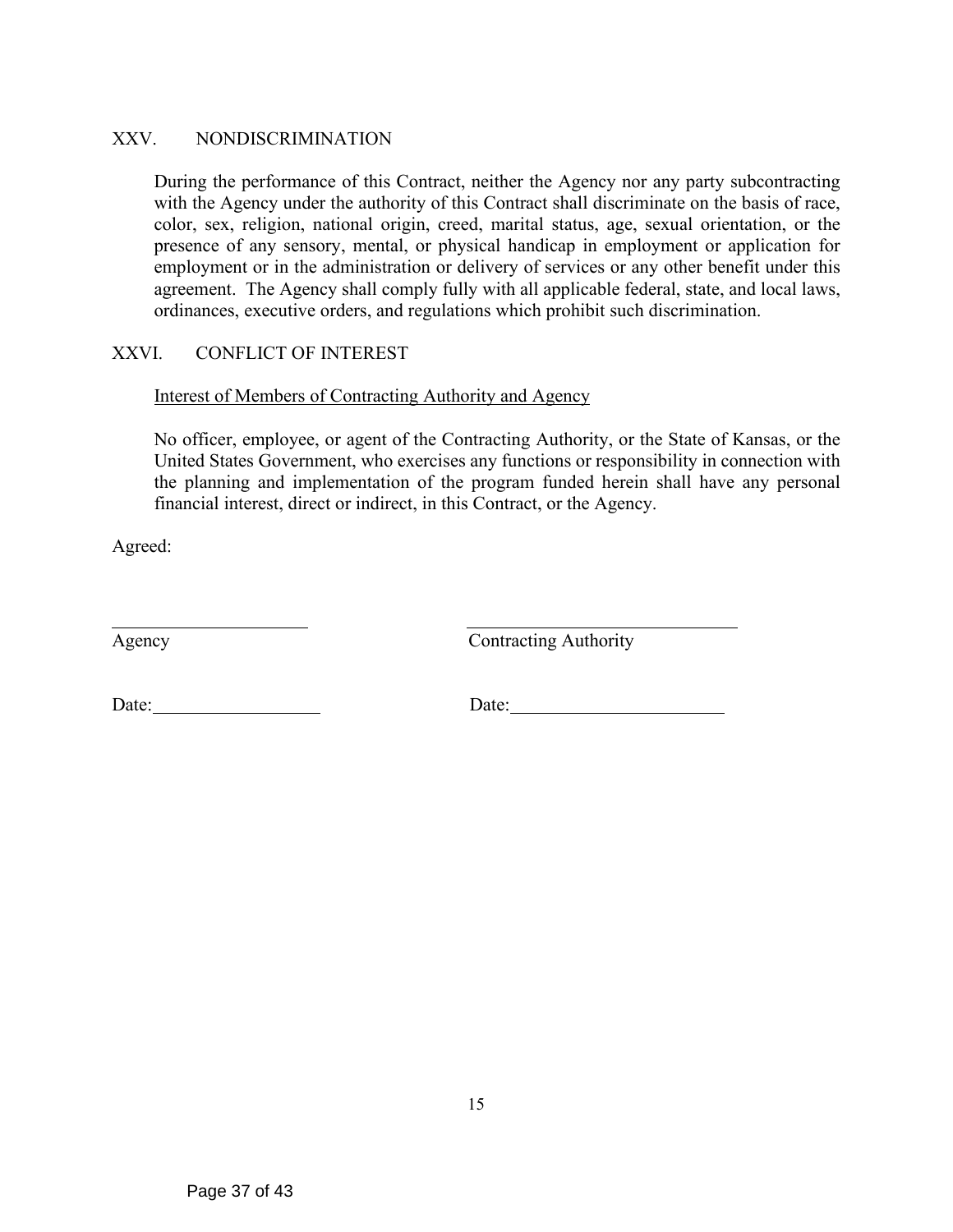## XXV. NONDISCRIMINATION

During the performance of this Contract, neither the Agency nor any party subcontracting with the Agency under the authority of this Contract shall discriminate on the basis of race, color, sex, religion, national origin, creed, marital status, age, sexual orientation, or the presence of any sensory, mental, or physical handicap in employment or application for employment or in the administration or delivery of services or any other benefit under this agreement. The Agency shall comply fully with all applicable federal, state, and local laws, ordinances, executive orders, and regulations which prohibit such discrimination.

## XXVI. CONFLICT OF INTEREST

Interest of Members of Contracting Authority and Agency

No officer, employee, or agent of the Contracting Authority, or the State of Kansas, or the United States Government, who exercises any functions or responsibility in connection with the planning and implementation of the program funded herein shall have any personal financial interest, direct or indirect, in this Contract, or the Agency.

Agreed:

______________________ ______________________________
Agency Contracting Authority

Date:__________________ Date:_______________________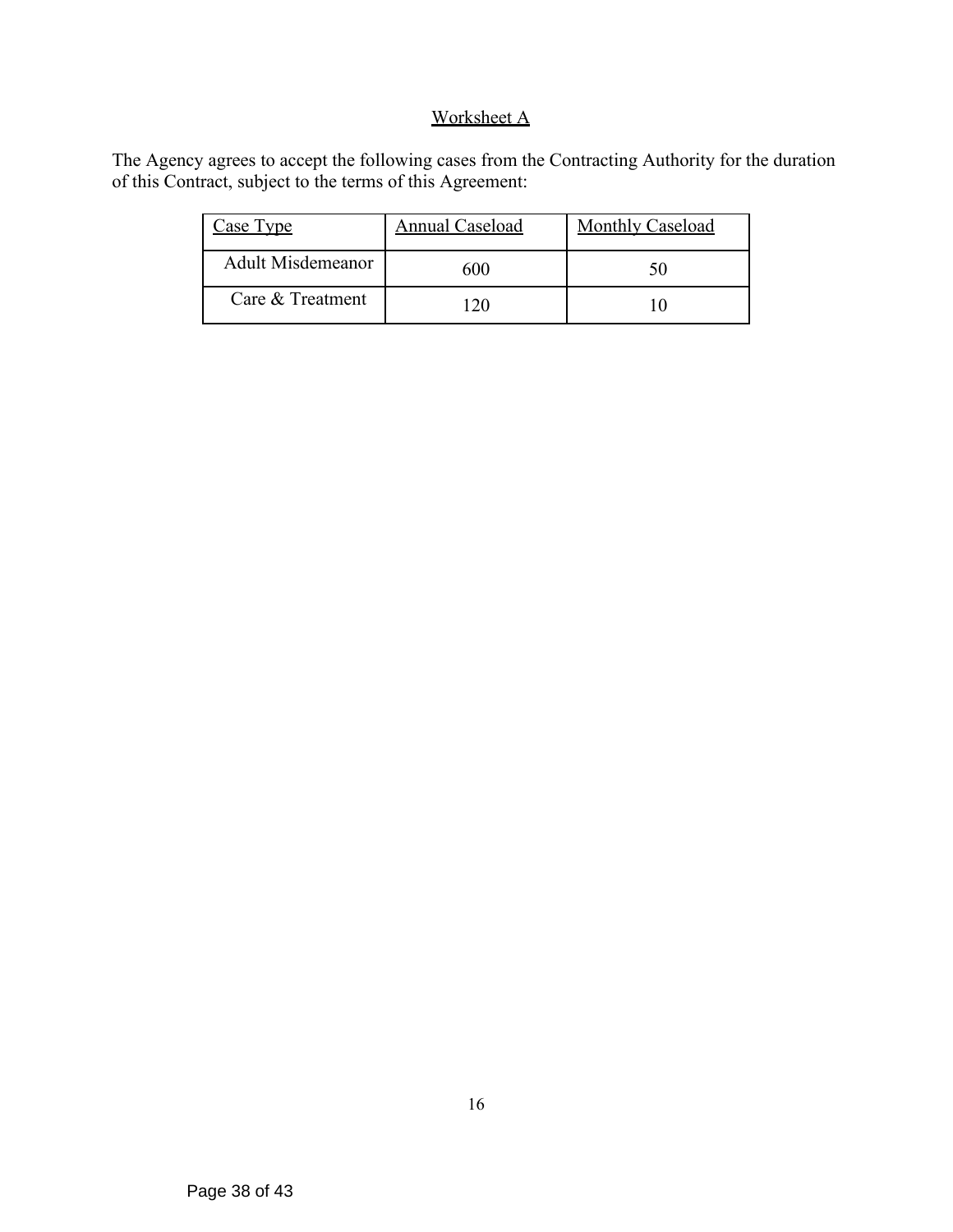## Worksheet A

The Agency agrees to accept the following cases from the Contracting Authority for the duration of this Contract, subject to the terms of this Agreement:

| Case Type | Annual Caseload | Monthly Caseload |
|---|---|---|
| Adult Misdemeanor | 600 | 50 |
| Care & Treatment | 120 | 10 |